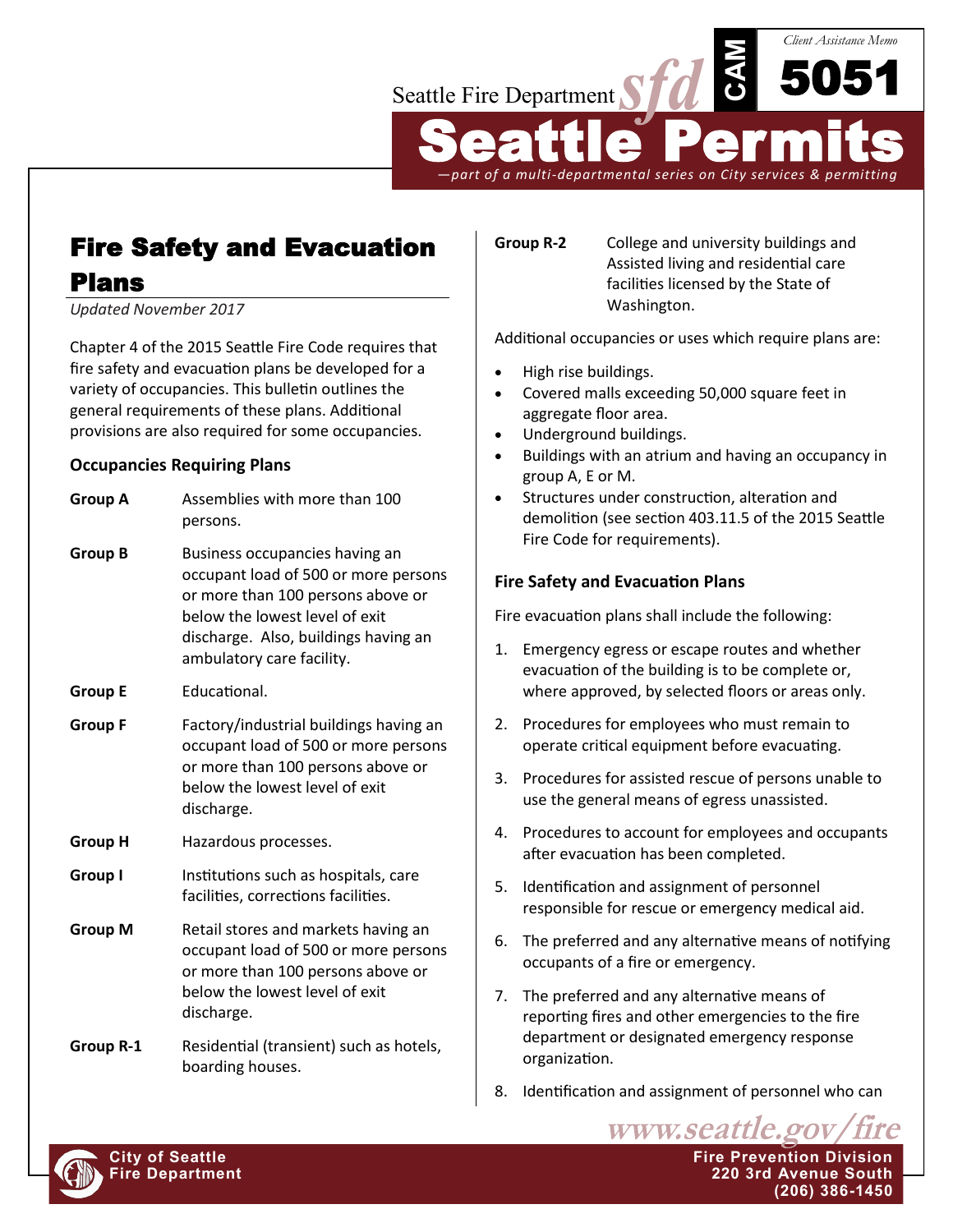# Fire Safety and Evacuation Plans

*Updated November 2017*

Chapter 4 of the 2015 Seattle Fire Code requires that fire safety and evacuation plans be developed for a variety of occupancies. This bulletin outlines the general requirements of these plans. Additional provisions are also required for some occupancies.

### Occupancies Requiring Plans

| | |
|---|---|
| **Group A** | Assemblies with more than 100 persons. |
| **Group B** | Business occupancies having an occupant load of 500 or more persons or more than 100 persons above or below the lowest level of exit discharge. Also, buildings having an ambulatory care facility. |
| **Group E** | Educational. |
| **Group F** | Factory/industrial buildings having an occupant load of 500 or more persons or more than 100 persons above or below the lowest level of exit discharge. |
| **Group H** | Hazardous processes. |
| **Group I** | Institutions such as hospitals, care facilities, corrections facilities. |
| **Group M** | Retail stores and markets having an occupant load of 500 or more persons or more than 100 persons above or below the lowest level of exit discharge. |
| **Group R-1** | Residential (transient) such as hotels, boarding houses. |
| **Group R-2** | College and university buildings and Assisted living and residential care facilities licensed by the State of Washington. |

Additional occupancies or uses which require plans are:

- High rise buildings.
- Covered malls exceeding 50,000 square feet in aggregate floor area.
- Underground buildings.
- Buildings with an atrium and having an occupancy in group A, E or M.
- Structures under construction, alteration and demolition (see section 403.11.5 of the 2015 Seattle Fire Code for requirements).

### Fire Safety and Evacuation Plans

Fire evacuation plans shall include the following:

1. Emergency egress or escape routes and whether evacuation of the building is to be complete or, where approved, by selected floors or areas only.
2. Procedures for employees who must remain to operate critical equipment before evacuating.
3. Procedures for assisted rescue of persons unable to use the general means of egress unassisted.
4. Procedures to account for employees and occupants after evacuation has been completed.
5. Identification and assignment of personnel responsible for rescue or emergency medical aid.
6. The preferred and any alternative means of notifying occupants of a fire or emergency.
7. The preferred and any alternative means of reporting fires and other emergencies to the fire department or designated emergency response organization.
8. Identification and assignment of personnel who can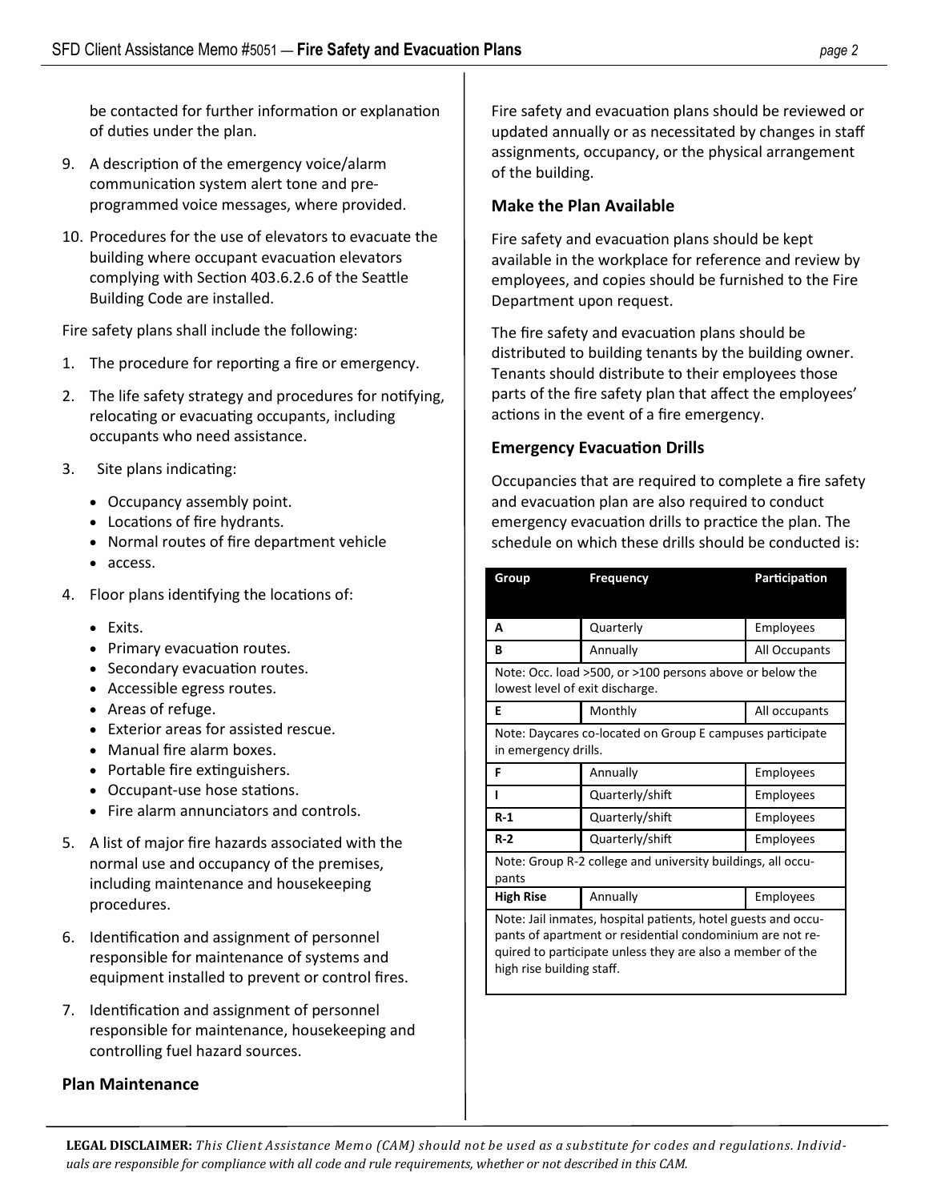be contacted for further information or explanation of duties under the plan.

9. A description of the emergency voice/alarm communication system alert tone and pre-programmed voice messages, where provided.
10. Procedures for the use of elevators to evacuate the building where occupant evacuation elevators complying with Section 403.6.2.6 of the Seattle Building Code are installed.

Fire safety plans shall include the following:

1. The procedure for reporting a fire or emergency.
2. The life safety strategy and procedures for notifying, relocating or evacuating occupants, including occupants who need assistance.
3. Site plans indicating:
   - Occupancy assembly point.
   - Locations of fire hydrants.
   - Normal routes of fire department vehicle
   - access.
4. Floor plans identifying the locations of:
   - Exits.
   - Primary evacuation routes.
   - Secondary evacuation routes.
   - Accessible egress routes.
   - Areas of refuge.
   - Exterior areas for assisted rescue.
   - Manual fire alarm boxes.
   - Portable fire extinguishers.
   - Occupant-use hose stations.
   - Fire alarm annunciators and controls.
5. A list of major fire hazards associated with the normal use and occupancy of the premises, including maintenance and housekeeping procedures.
6. Identification and assignment of personnel responsible for maintenance of systems and equipment installed to prevent or control fires.
7. Identification and assignment of personnel responsible for maintenance, housekeeping and controlling fuel hazard sources.

## Plan Maintenance

Fire safety and evacuation plans should be reviewed or updated annually or as necessitated by changes in staff assignments, occupancy, or the physical arrangement of the building.

## Make the Plan Available

Fire safety and evacuation plans should be kept available in the workplace for reference and review by employees, and copies should be furnished to the Fire Department upon request.

The fire safety and evacuation plans should be distributed to building tenants by the building owner. Tenants should distribute to their employees those parts of the fire safety plan that affect the employees' actions in the event of a fire emergency.

## Emergency Evacuation Drills

Occupancies that are required to complete a fire safety and evacuation plan are also required to conduct emergency evacuation drills to practice the plan. The schedule on which these drills should be conducted is:

| Group | Frequency | Participation |
|---|---|---|
| **A** | Quarterly | Employees |
| **B** | Annually | All Occupants |
| Note: Occ. load >500, or >100 persons above or below the lowest level of exit discharge. | | |
| **E** | Monthly | All occupants |
| Note: Daycares co-located on Group E campuses participate in emergency drills. | | |
| **F** | Annually | Employees |
| **I** | Quarterly/shift | Employees |
| **R-1** | Quarterly/shift | Employees |
| **R-2** | Quarterly/shift | Employees |
| Note: Group R-2 college and university buildings, all occupants | | |
| **High Rise** | Annually | Employees |
| Note: Jail inmates, hospital patients, hotel guests and occupants of apartment or residential condominium are not required to participate unless they are also a member of the high rise building staff. | | |

**LEGAL DISCLAIMER:** *This Client Assistance Memo (CAM) should not be used as a substitute for codes and regulations. Individuals are responsible for compliance with all code and rule requirements, whether or not described in this CAM.*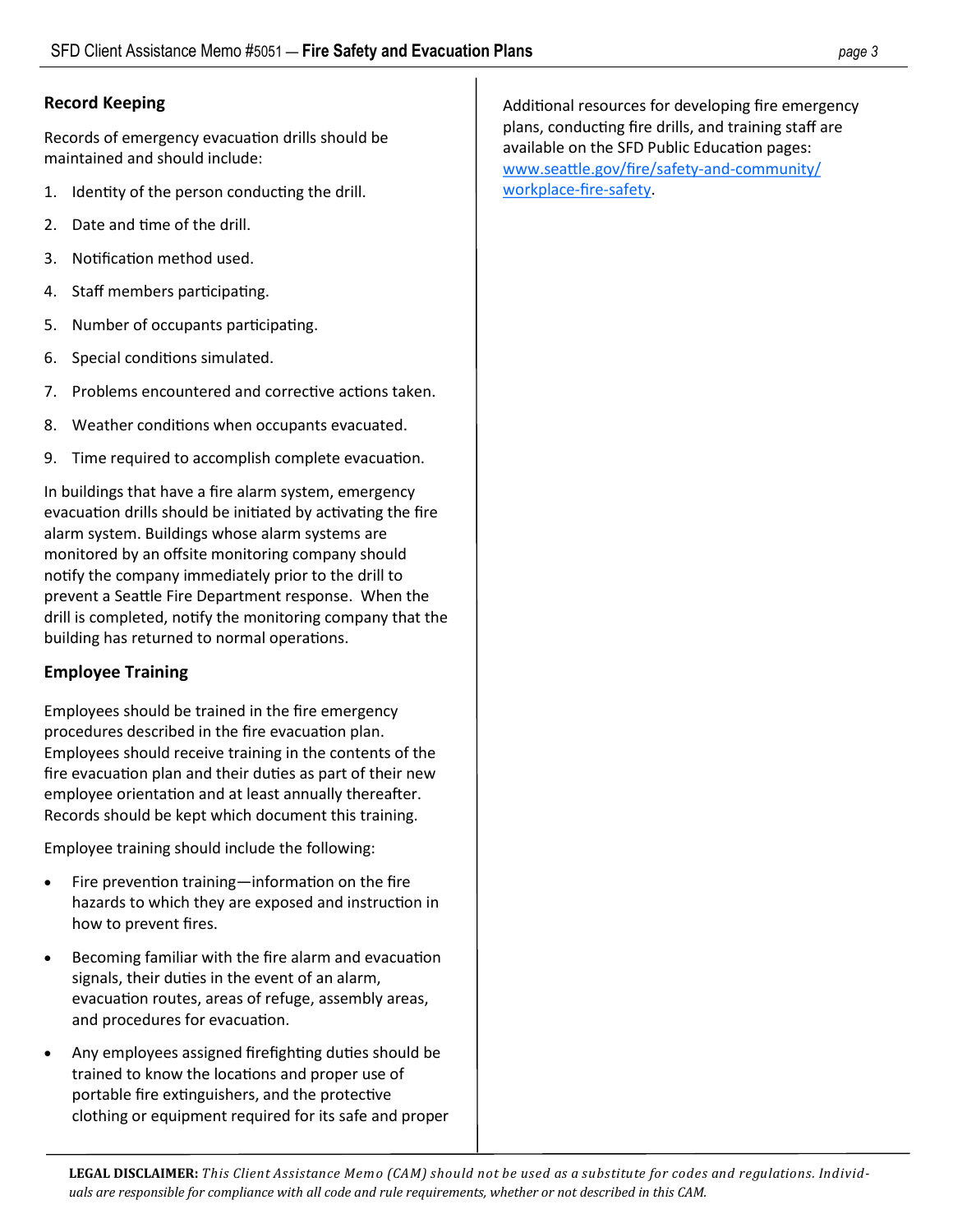## Record Keeping

Records of emergency evacuation drills should be maintained and should include:

1. Identity of the person conducting the drill.
2. Date and time of the drill.
3. Notification method used.
4. Staff members participating.
5. Number of occupants participating.
6. Special conditions simulated.
7. Problems encountered and corrective actions taken.
8. Weather conditions when occupants evacuated.
9. Time required to accomplish complete evacuation.

In buildings that have a fire alarm system, emergency evacuation drills should be initiated by activating the fire alarm system. Buildings whose alarm systems are monitored by an offsite monitoring company should notify the company immediately prior to the drill to prevent a Seattle Fire Department response. When the drill is completed, notify the monitoring company that the building has returned to normal operations.

## Employee Training

Employees should be trained in the fire emergency procedures described in the fire evacuation plan. Employees should receive training in the contents of the fire evacuation plan and their duties as part of their new employee orientation and at least annually thereafter. Records should be kept which document this training.

Employee training should include the following:

- Fire prevention training—information on the fire hazards to which they are exposed and instruction in how to prevent fires.
- Becoming familiar with the fire alarm and evacuation signals, their duties in the event of an alarm, evacuation routes, areas of refuge, assembly areas, and procedures for evacuation.
- Any employees assigned firefighting duties should be trained to know the locations and proper use of portable fire extinguishers, and the protective clothing or equipment required for its safe and proper

Additional resources for developing fire emergency plans, conducting fire drills, and training staff are available on the SFD Public Education pages: [www.seattle.gov/fire/safety-and-community/workplace-fire-safety](www.seattle.gov/fire/safety-and-community/workplace-fire-safety).

**LEGAL DISCLAIMER:** *This Client Assistance Memo (CAM) should not be used as a substitute for codes and regulations. Individuals are responsible for compliance with all code and rule requirements, whether or not described in this CAM.*